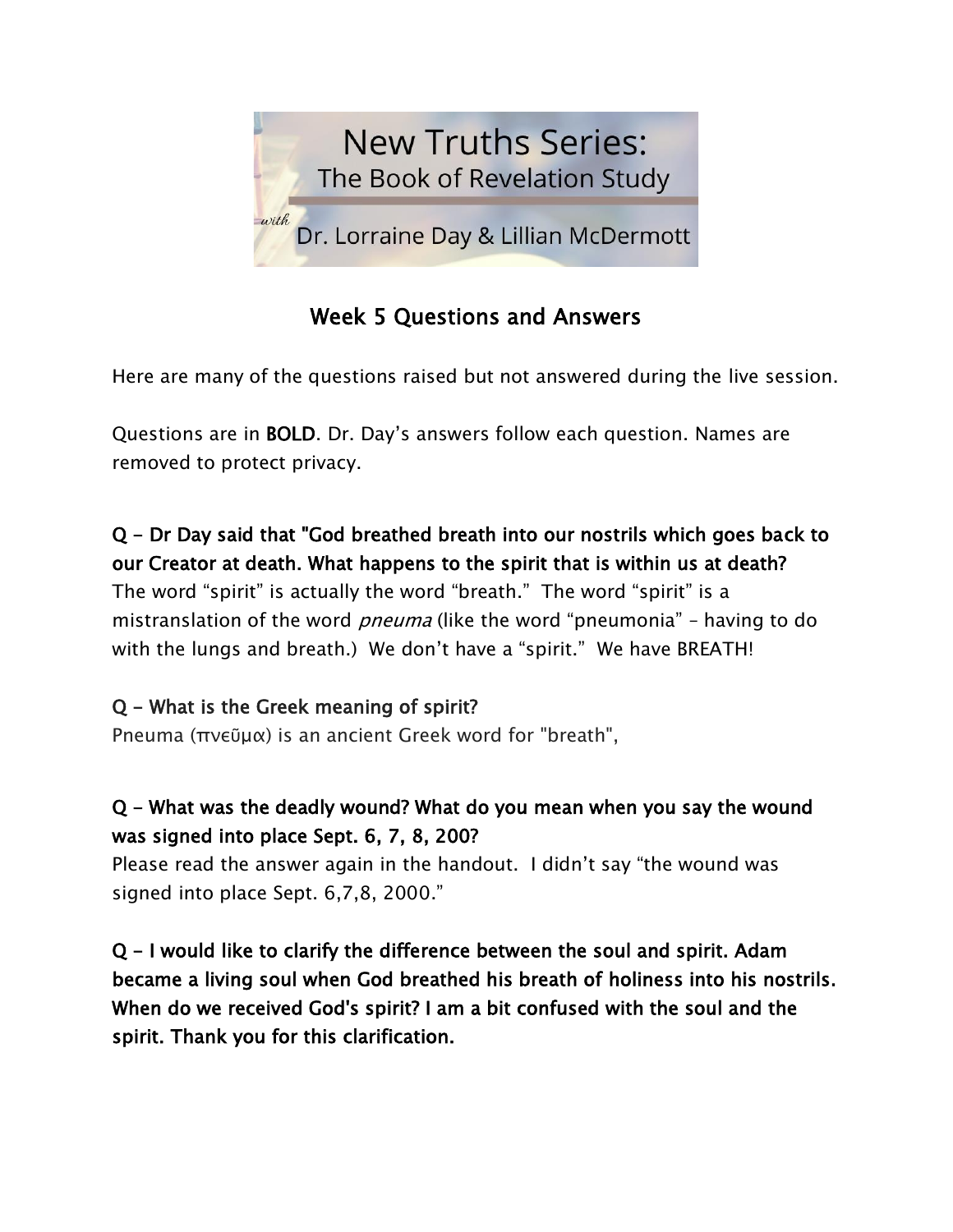# New Truths Series:
## The Book of Revelation Study

*with* Dr. Lorraine Day & Lillian McDermott

## Week 5 Questions and Answers

Here are many of the questions raised but not answered during the live session.

Questions are in **BOLD**. Dr. Day's answers follow each question. Names are removed to protect privacy.

**Q – Dr Day said that "God breathed breath into our nostrils which goes back to our Creator at death. What happens to the spirit that is within us at death?**
The word "spirit" is actually the word "breath." The word "spirit" is a mistranslation of the word *pneuma* (like the word "pneumonia" – having to do with the lungs and breath.) We don't have a "spirit." We have BREATH!

**Q – What is the Greek meaning of spirit?**
Pneuma (πνεῦμα) is an ancient Greek word for "breath",

**Q – What was the deadly wound? What do you mean when you say the wound was signed into place Sept. 6, 7, 8, 200?**
Please read the answer again in the handout. I didn't say "the wound was signed into place Sept. 6,7,8, 2000."

**Q – I would like to clarify the difference between the soul and spirit. Adam became a living soul when God breathed his breath of holiness into his nostrils. When do we received God's spirit? I am a bit confused with the soul and the spirit. Thank you for this clarification.**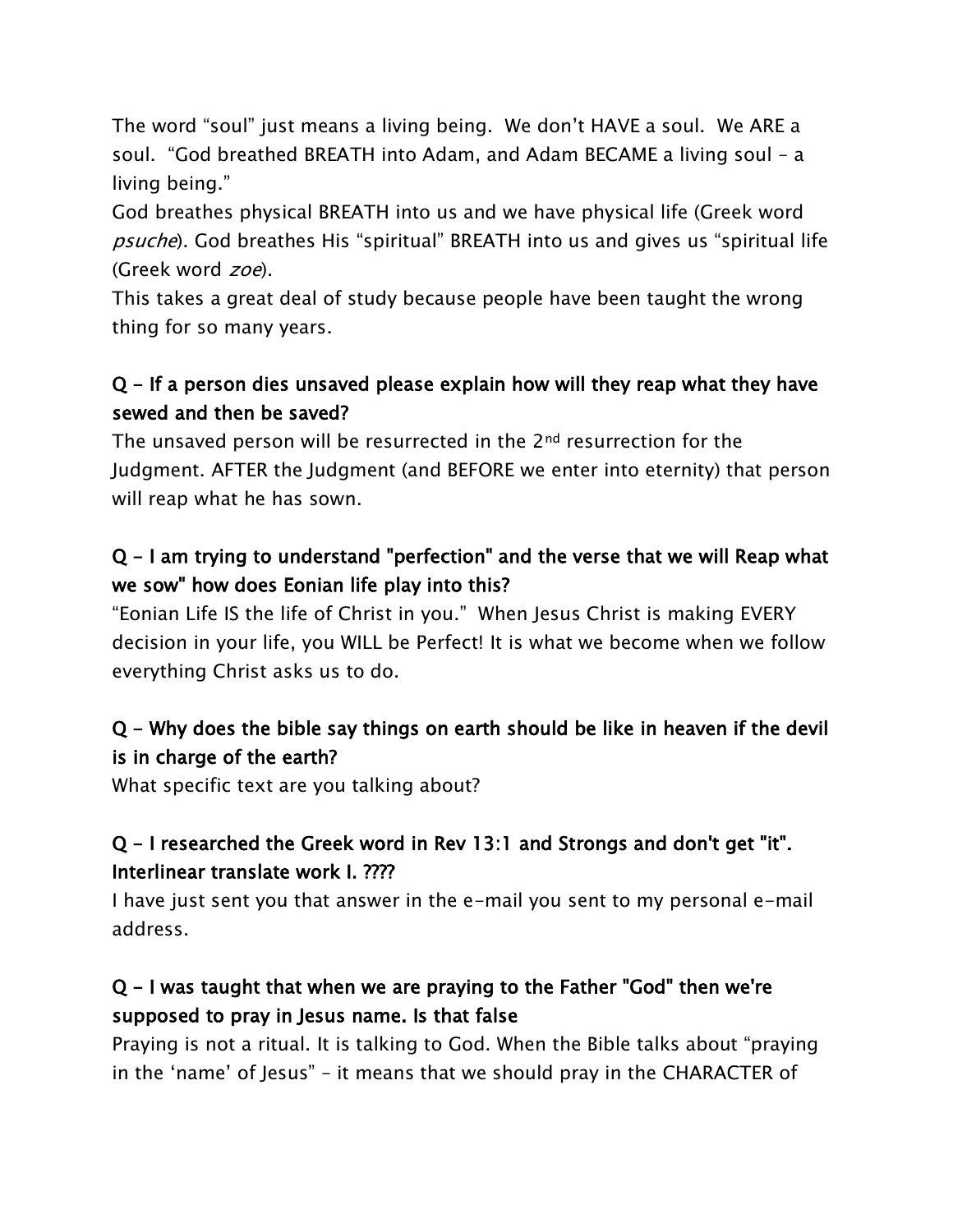The word "soul" just means a living being. We don't HAVE a soul. We ARE a soul. "God breathed BREATH into Adam, and Adam BECAME a living soul – a living being."

God breathes physical BREATH into us and we have physical life (Greek word *psuche*). God breathes His "spiritual" BREATH into us and gives us "spiritual life (Greek word *zoe*).

This takes a great deal of study because people have been taught the wrong thing for so many years.

**Q – If a person dies unsaved please explain how will they reap what they have sewed and then be saved?**

The unsaved person will be resurrected in the 2nd resurrection for the Judgment. AFTER the Judgment (and BEFORE we enter into eternity) that person will reap what he has sown.

**Q – I am trying to understand "perfection" and the verse that we will Reap what we sow" how does Eonian life play into this?**

"Eonian Life IS the life of Christ in you." When Jesus Christ is making EVERY decision in your life, you WILL be Perfect! It is what we become when we follow everything Christ asks us to do.

**Q – Why does the bible say things on earth should be like in heaven if the devil is in charge of the earth?**

What specific text are you talking about?

**Q – I researched the Greek word in Rev 13:1 and Strongs and don't get "it". Interlinear translate work I. ????**

I have just sent you that answer in the e-mail you sent to my personal e-mail address.

**Q – I was taught that when we are praying to the Father "God" then we're supposed to pray in Jesus name. Is that false**

Praying is not a ritual. It is talking to God. When the Bible talks about "praying in the 'name' of Jesus" – it means that we should pray in the CHARACTER of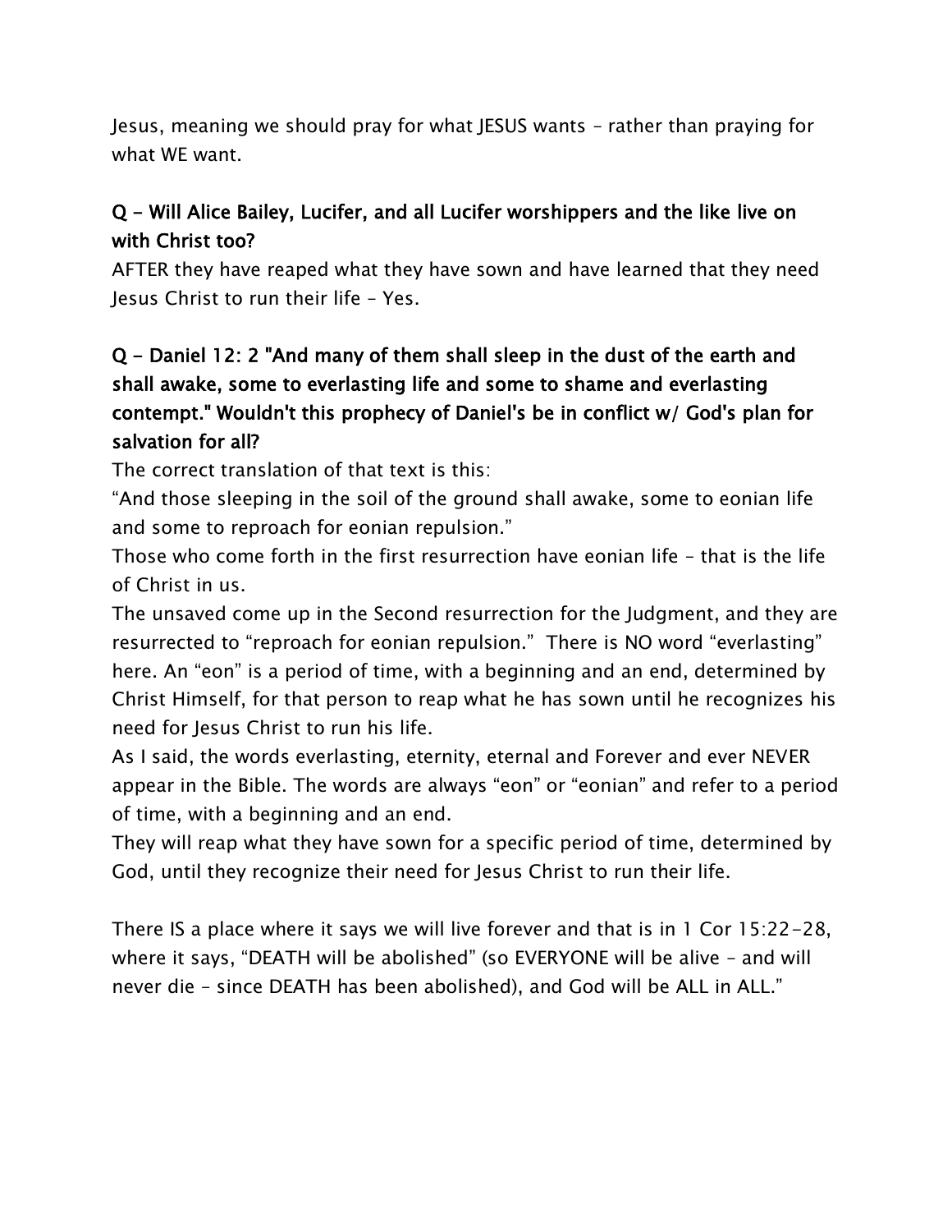Jesus, meaning we should pray for what JESUS wants – rather than praying for what WE want.

**Q – Will Alice Bailey, Lucifer, and all Lucifer worshippers and the like live on with Christ too?**

AFTER they have reaped what they have sown and have learned that they need Jesus Christ to run their life – Yes.

**Q – Daniel 12: 2 "And many of them shall sleep in the dust of the earth and shall awake, some to everlasting life and some to shame and everlasting contempt." Wouldn't this prophecy of Daniel's be in conflict w/ God's plan for salvation for all?**

The correct translation of that text is this:

"And those sleeping in the soil of the ground shall awake, some to eonian life and some to reproach for eonian repulsion."

Those who come forth in the first resurrection have eonian life – that is the life of Christ in us.

The unsaved come up in the Second resurrection for the Judgment, and they are resurrected to "reproach for eonian repulsion." There is NO word "everlasting" here. An "eon" is a period of time, with a beginning and an end, determined by Christ Himself, for that person to reap what he has sown until he recognizes his need for Jesus Christ to run his life.

As I said, the words everlasting, eternity, eternal and Forever and ever NEVER appear in the Bible. The words are always "eon" or "eonian" and refer to a period of time, with a beginning and an end.

They will reap what they have sown for a specific period of time, determined by God, until they recognize their need for Jesus Christ to run their life.

There IS a place where it says we will live forever and that is in 1 Cor 15:22-28, where it says, "DEATH will be abolished" (so EVERYONE will be alive – and will never die – since DEATH has been abolished), and God will be ALL in ALL."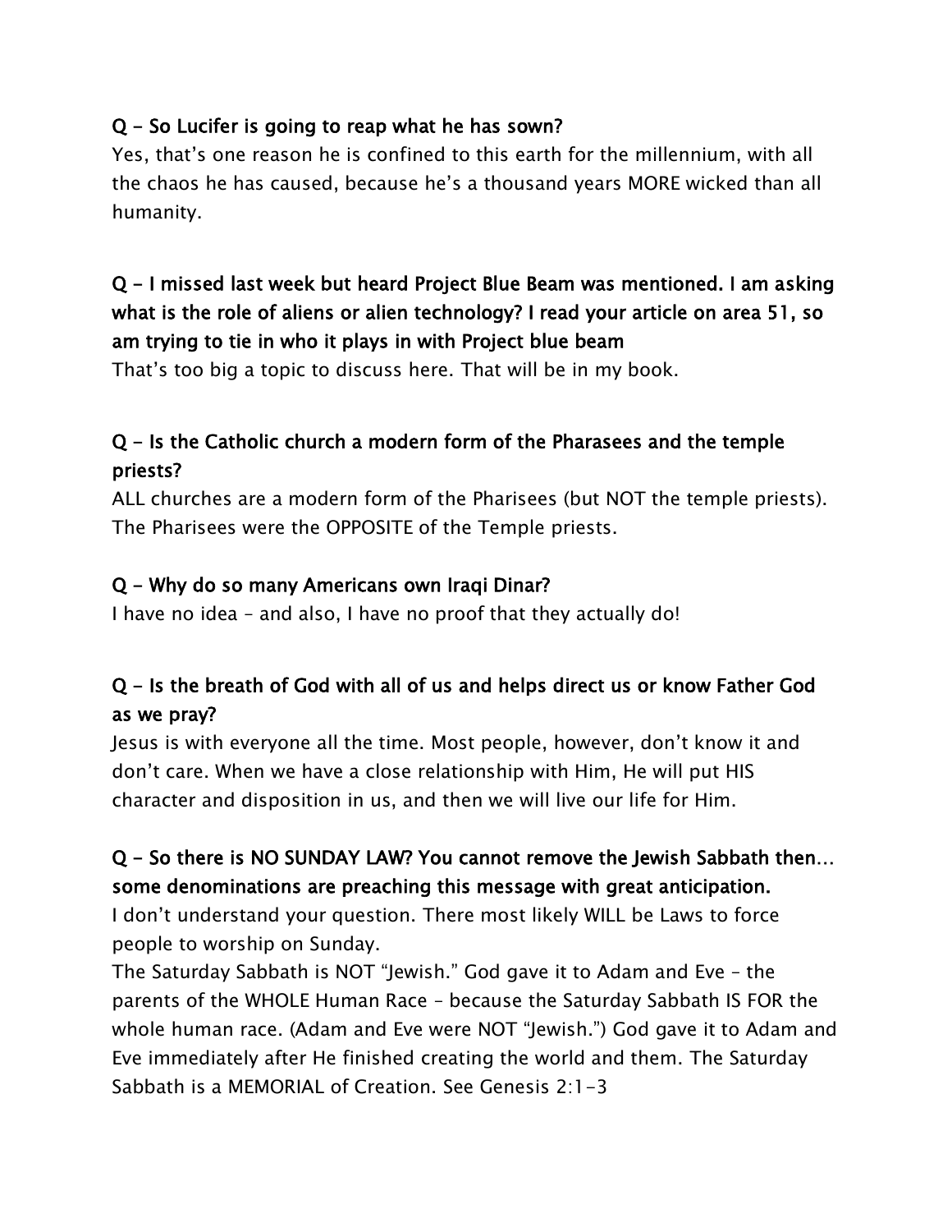**Q – So Lucifer is going to reap what he has sown?**
Yes, that's one reason he is confined to this earth for the millennium, with all the chaos he has caused, because he's a thousand years MORE wicked than all humanity.

**Q – I missed last week but heard Project Blue Beam was mentioned. I am asking what is the role of aliens or alien technology? I read your article on area 51, so am trying to tie in who it plays in with Project blue beam**
That's too big a topic to discuss here. That will be in my book.

**Q – Is the Catholic church a modern form of the Pharasees and the temple priests?**
ALL churches are a modern form of the Pharisees (but NOT the temple priests). The Pharisees were the OPPOSITE of the Temple priests.

**Q – Why do so many Americans own Iraqi Dinar?**
I have no idea – and also, I have no proof that they actually do!

**Q – Is the breath of God with all of us and helps direct us or know Father God as we pray?**
Jesus is with everyone all the time. Most people, however, don't know it and don't care. When we have a close relationship with Him, He will put HIS character and disposition in us, and then we will live our life for Him.

**Q – So there is NO SUNDAY LAW? You cannot remove the Jewish Sabbath then… some denominations are preaching this message with great anticipation.**
I don't understand your question. There most likely WILL be Laws to force people to worship on Sunday.
The Saturday Sabbath is NOT "Jewish." God gave it to Adam and Eve – the parents of the WHOLE Human Race – because the Saturday Sabbath IS FOR the whole human race. (Adam and Eve were NOT "Jewish.") God gave it to Adam and Eve immediately after He finished creating the world and them. The Saturday Sabbath is a MEMORIAL of Creation. See Genesis 2:1-3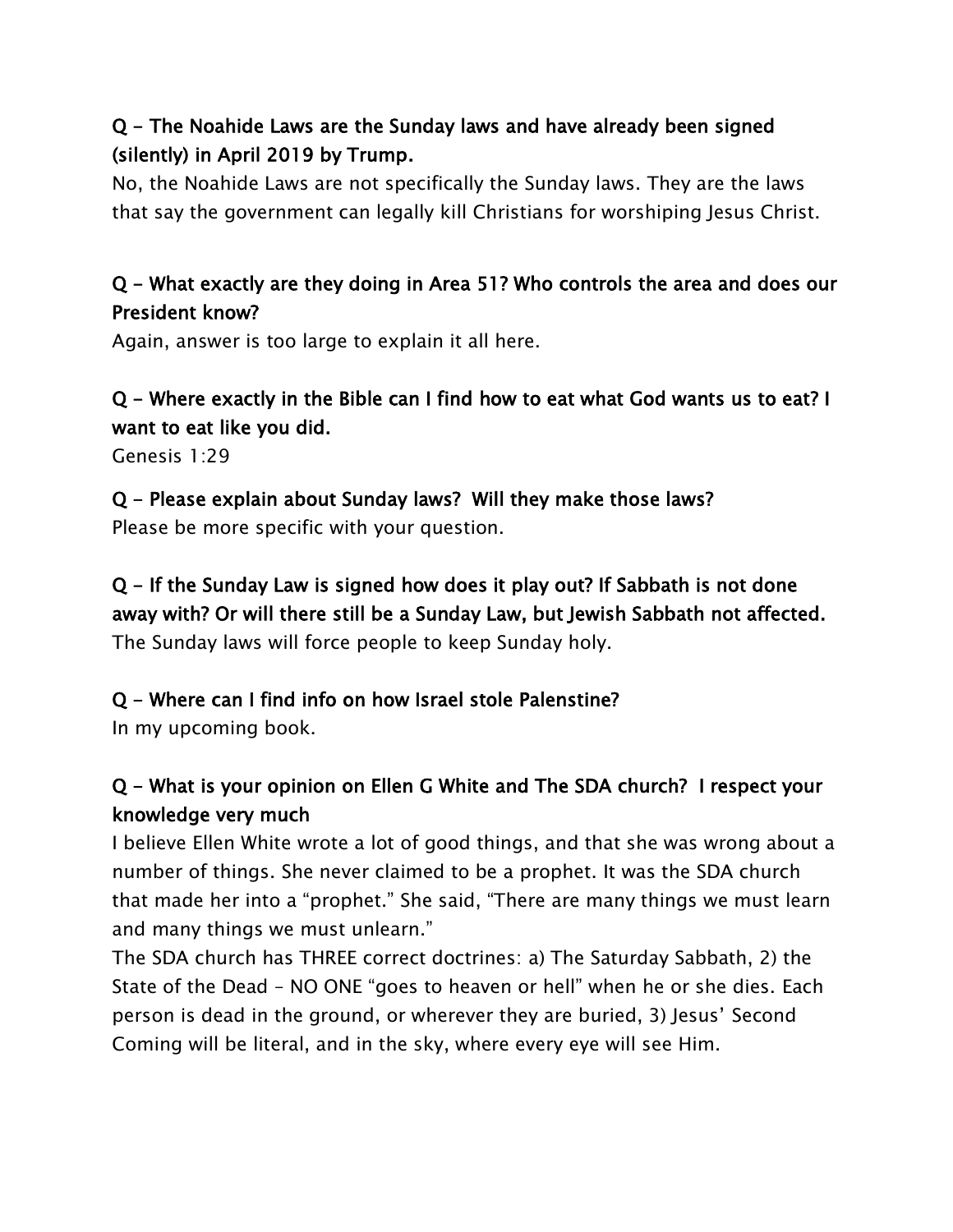**Q – The Noahide Laws are the Sunday laws and have already been signed (silently) in April 2019 by Trump.**

No, the Noahide Laws are not specifically the Sunday laws. They are the laws that say the government can legally kill Christians for worshiping Jesus Christ.

**Q – What exactly are they doing in Area 51? Who controls the area and does our President know?**

Again, answer is too large to explain it all here.

**Q – Where exactly in the Bible can I find how to eat what God wants us to eat? I want to eat like you did.**

Genesis 1:29

**Q – Please explain about Sunday laws? Will they make those laws?**

Please be more specific with your question.

**Q – If the Sunday Law is signed how does it play out? If Sabbath is not done away with? Or will there still be a Sunday Law, but Jewish Sabbath not affected.**

The Sunday laws will force people to keep Sunday holy.

**Q – Where can I find info on how Israel stole Palenstine?**

In my upcoming book.

**Q – What is your opinion on Ellen G White and The SDA church? I respect your knowledge very much**

I believe Ellen White wrote a lot of good things, and that she was wrong about a number of things. She never claimed to be a prophet. It was the SDA church that made her into a "prophet." She said, "There are many things we must learn and many things we must unlearn."

The SDA church has THREE correct doctrines: a) The Saturday Sabbath, 2) the State of the Dead – NO ONE "goes to heaven or hell" when he or she dies. Each person is dead in the ground, or wherever they are buried, 3) Jesus' Second Coming will be literal, and in the sky, where every eye will see Him.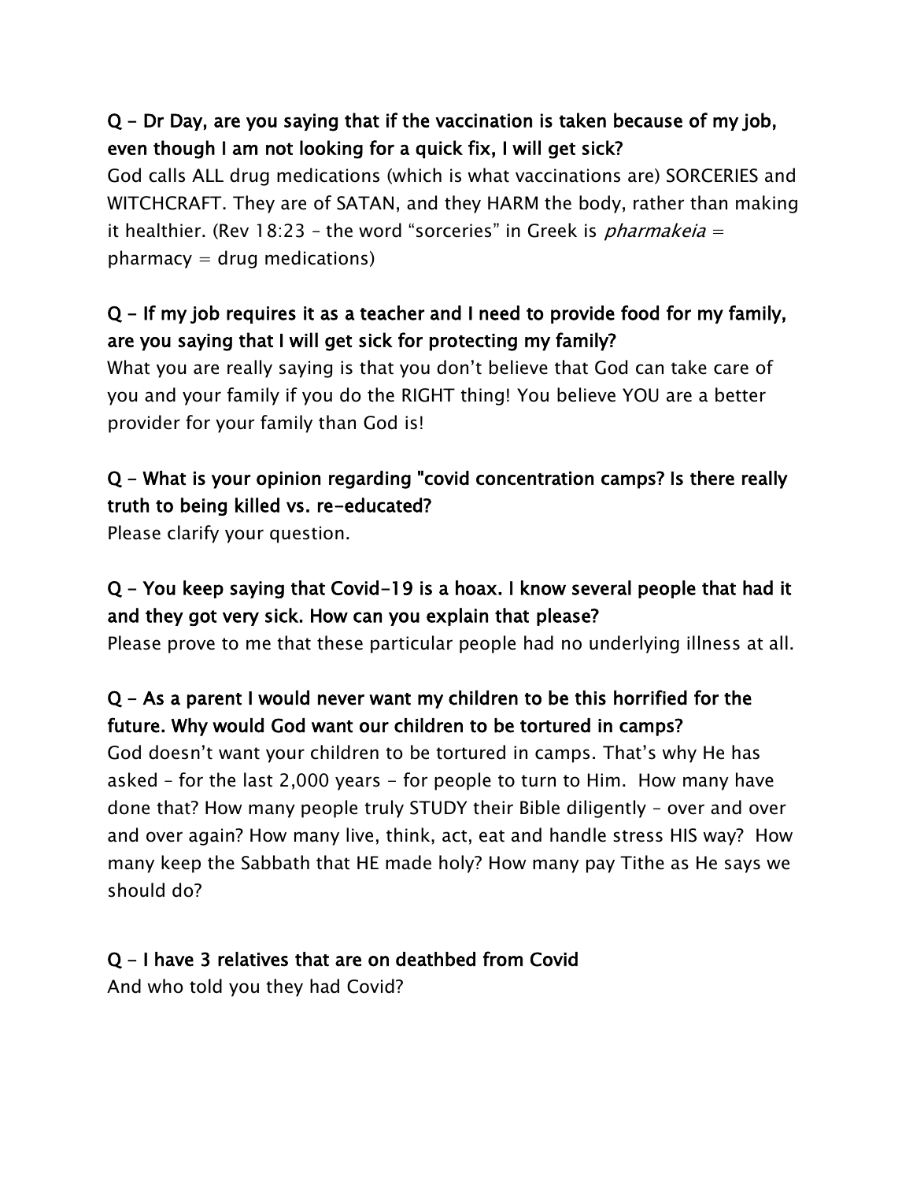**Q – Dr Day, are you saying that if the vaccination is taken because of my job, even though I am not looking for a quick fix, I will get sick?**

God calls ALL drug medications (which is what vaccinations are) SORCERIES and WITCHCRAFT. They are of SATAN, and they HARM the body, rather than making it healthier. (Rev 18:23 – the word "sorceries" in Greek is *pharmakeia* = pharmacy = drug medications)

**Q – If my job requires it as a teacher and I need to provide food for my family, are you saying that I will get sick for protecting my family?**

What you are really saying is that you don't believe that God can take care of you and your family if you do the RIGHT thing! You believe YOU are a better provider for your family than God is!

**Q – What is your opinion regarding "covid concentration camps? Is there really truth to being killed vs. re-educated?**

Please clarify your question.

**Q – You keep saying that Covid-19 is a hoax. I know several people that had it and they got very sick. How can you explain that please?**

Please prove to me that these particular people had no underlying illness at all.

**Q – As a parent I would never want my children to be this horrified for the future. Why would God want our children to be tortured in camps?**

God doesn't want your children to be tortured in camps. That's why He has asked – for the last 2,000 years – for people to turn to Him. How many have done that? How many people truly STUDY their Bible diligently – over and over and over again? How many live, think, act, eat and handle stress HIS way? How many keep the Sabbath that HE made holy? How many pay Tithe as He says we should do?

**Q – I have 3 relatives that are on deathbed from Covid**

And who told you they had Covid?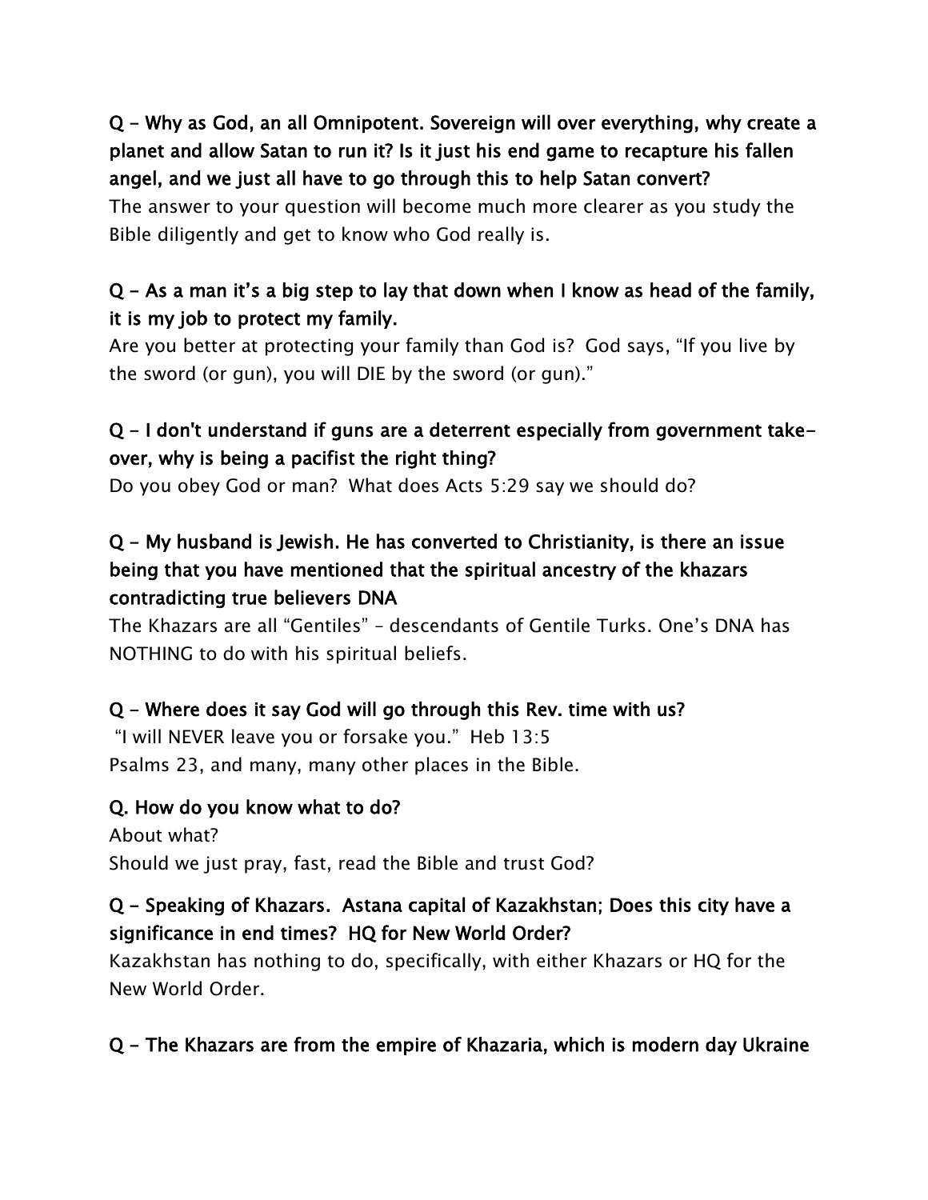**Q – Why as God, an all Omnipotent. Sovereign will over everything, why create a planet and allow Satan to run it? Is it just his end game to recapture his fallen angel, and we just all have to go through this to help Satan convert?**

The answer to your question will become much more clearer as you study the Bible diligently and get to know who God really is.

**Q – As a man it's a big step to lay that down when I know as head of the family, it is my job to protect my family.**

Are you better at protecting your family than God is? God says, "If you live by the sword (or gun), you will DIE by the sword (or gun)."

**Q – I don't understand if guns are a deterrent especially from government take-over, why is being a pacifist the right thing?**

Do you obey God or man? What does Acts 5:29 say we should do?

**Q – My husband is Jewish. He has converted to Christianity, is there an issue being that you have mentioned that the spiritual ancestry of the khazars contradicting true believers DNA**

The Khazars are all "Gentiles" – descendants of Gentile Turks. One's DNA has NOTHING to do with his spiritual beliefs.

**Q – Where does it say God will go through this Rev. time with us?**

"I will NEVER leave you or forsake you." Heb 13:5
Psalms 23, and many, many other places in the Bible.

**Q. How do you know what to do?**

About what?
Should we just pray, fast, read the Bible and trust God?

**Q – Speaking of Khazars. Astana capital of Kazakhstan; Does this city have a significance in end times? HQ for New World Order?**

Kazakhstan has nothing to do, specifically, with either Khazars or HQ for the New World Order.

**Q – The Khazars are from the empire of Khazaria, which is modern day Ukraine**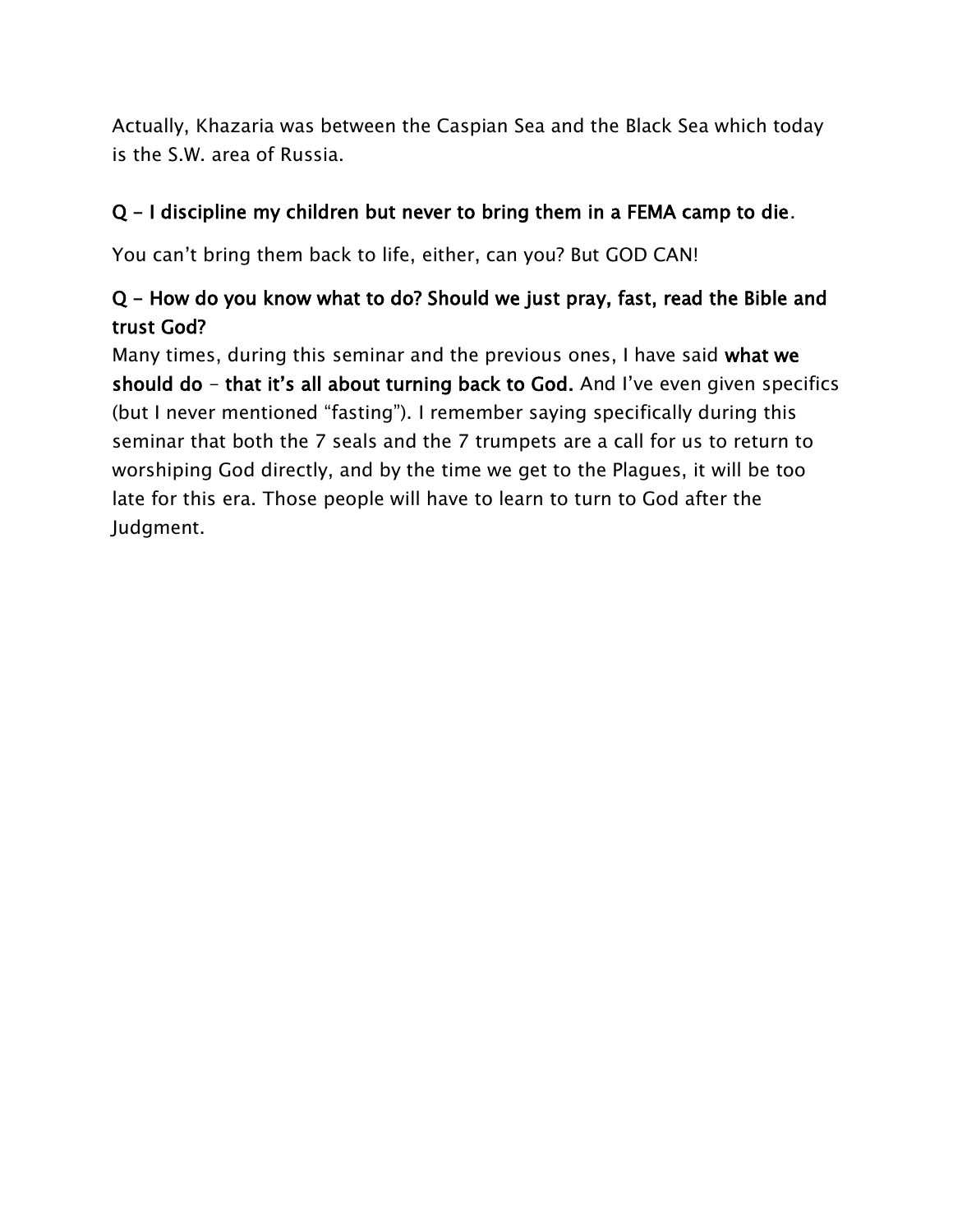Actually, Khazaria was between the Caspian Sea and the Black Sea which today is the S.W. area of Russia.

**Q – I discipline my children but never to bring them in a FEMA camp to die**.

You can't bring them back to life, either, can you? But GOD CAN!

**Q – How do you know what to do? Should we just pray, fast, read the Bible and trust God?**

Many times, during this seminar and the previous ones, I have said **what we should do – that it's all about turning back to God.** And I've even given specifics (but I never mentioned "fasting"). I remember saying specifically during this seminar that both the 7 seals and the 7 trumpets are a call for us to return to worshiping God directly, and by the time we get to the Plagues, it will be too late for this era. Those people will have to learn to turn to God after the Judgment.